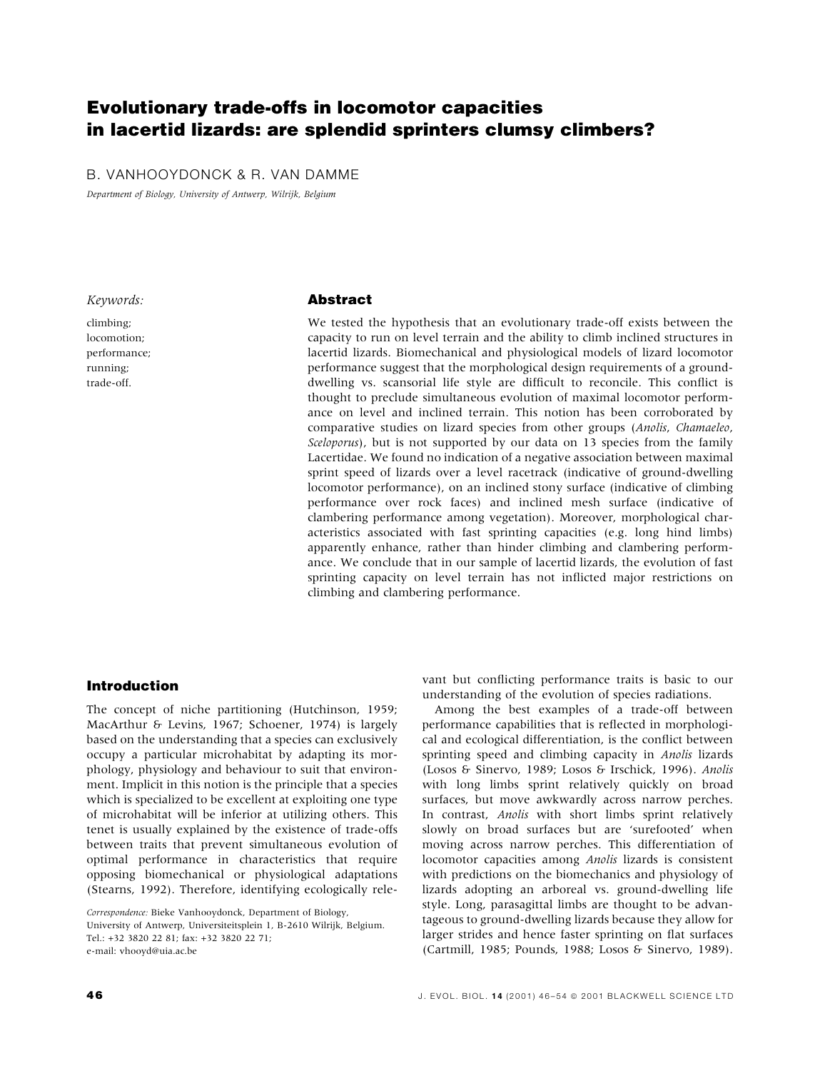# Evolutionary trade-offs in locomotor capacities in lacertid lizards: are splendid sprinters clumsy climbers?

B. VANHOOYDONCK & R. VAN DAMME

*Department of Biology, University of Antwerp, Wilrijk, Belgium*

*Keywords:*

climbing;
locomotion;
performance;
running;
trade-off.

## Abstract

We tested the hypothesis that an evolutionary trade-off exists between the capacity to run on level terrain and the ability to climb inclined structures in lacertid lizards. Biomechanical and physiological models of lizard locomotor performance suggest that the morphological design requirements of a ground-dwelling vs. scansorial life style are difficult to reconcile. This conflict is thought to preclude simultaneous evolution of maximal locomotor performance on level and inclined terrain. This notion has been corroborated by comparative studies on lizard species from other groups (*Anolis*, *Chamaeleo*, *Sceloporus*), but is not supported by our data on 13 species from the family Lacertidae. We found no indication of a negative association between maximal sprint speed of lizards over a level racetrack (indicative of ground-dwelling locomotor performance), on an inclined stony surface (indicative of climbing performance over rock faces) and inclined mesh surface (indicative of clambering performance among vegetation). Moreover, morphological characteristics associated with fast sprinting capacities (e.g. long hind limbs) apparently enhance, rather than hinder climbing and clambering performance. We conclude that in our sample of lacertid lizards, the evolution of fast sprinting capacity on level terrain has not inflicted major restrictions on climbing and clambering performance.

## Introduction

The concept of niche partitioning (Hutchinson, 1959; MacArthur & Levins, 1967; Schoener, 1974) is largely based on the understanding that a species can exclusively occupy a particular microhabitat by adapting its morphology, physiology and behaviour to suit that environment. Implicit in this notion is the principle that a species which is specialized to be excellent at exploiting one type of microhabitat will be inferior at utilizing others. This tenet is usually explained by the existence of trade-offs between traits that prevent simultaneous evolution of optimal performance in characteristics that require opposing biomechanical or physiological adaptations (Stearns, 1992). Therefore, identifying ecologically relevant but conflicting performance traits is basic to our understanding of the evolution of species radiations.

Among the best examples of a trade-off between performance capabilities that is reflected in morphological and ecological differentiation, is the conflict between sprinting speed and climbing capacity in *Anolis* lizards (Losos & Sinervo, 1989; Losos & Irschick, 1996). *Anolis* with long limbs sprint relatively quickly on broad surfaces, but move awkwardly across narrow perches. In contrast, *Anolis* with short limbs sprint relatively slowly on broad surfaces but are 'surefooted' when moving across narrow perches. This differentiation of locomotor capacities among *Anolis* lizards is consistent with predictions on the biomechanics and physiology of lizards adopting an arboreal vs. ground-dwelling life style. Long, parasagittal limbs are thought to be advantageous to ground-dwelling lizards because they allow for larger strides and hence faster sprinting on flat surfaces (Cartmill, 1985; Pounds, 1988; Losos & Sinervo, 1989).

*Correspondence:* Bieke Vanhooydonck, Department of Biology, University of Antwerp, Universiteitsplein 1, B-2610 Wilrijk, Belgium. Tel.: +32 3820 22 81; fax: +32 3820 22 71; e-mail: vhooyd@uia.ac.be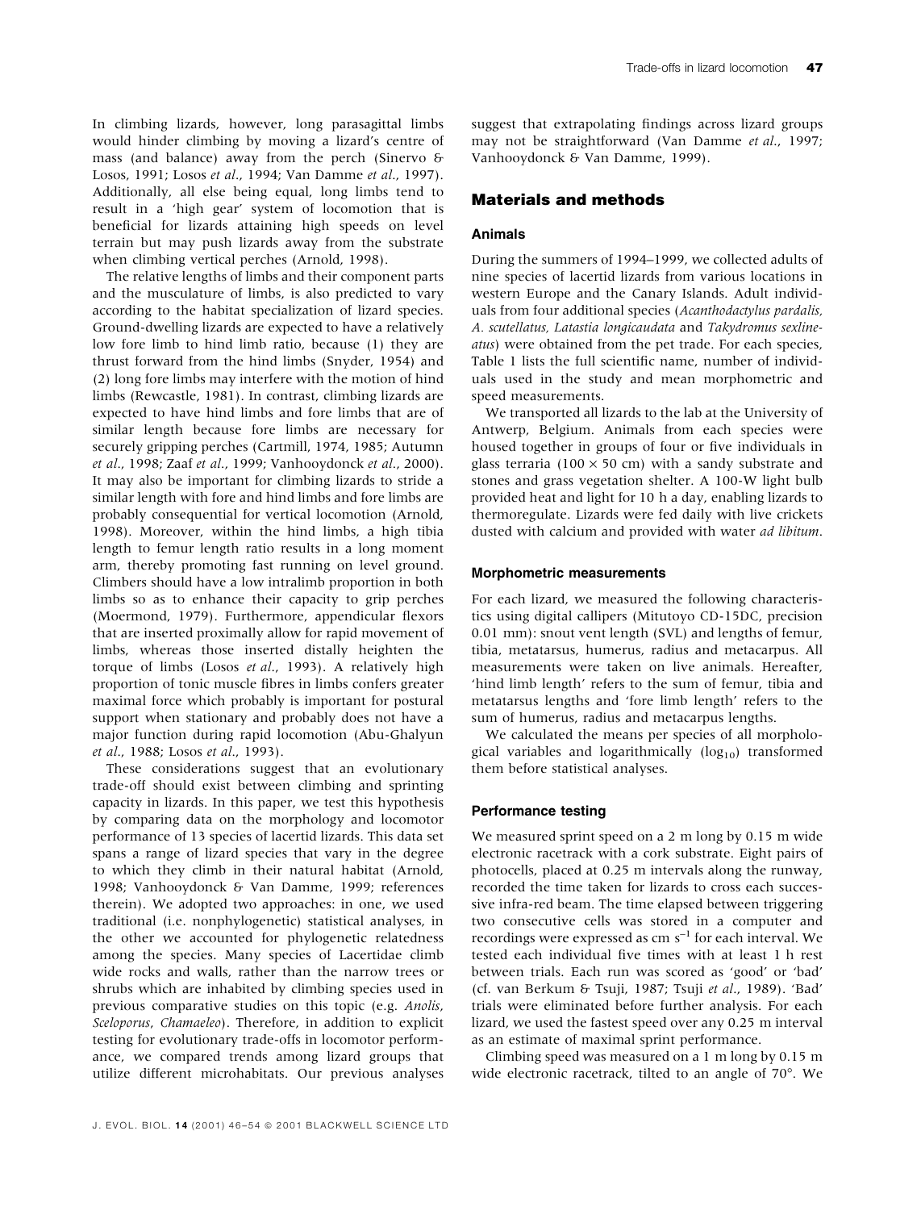In climbing lizards, however, long parasagittal limbs would hinder climbing by moving a lizard's centre of mass (and balance) away from the perch (Sinervo & Losos, 1991; Losos *et al*., 1994; Van Damme *et al*., 1997). Additionally, all else being equal, long limbs tend to result in a 'high gear' system of locomotion that is beneficial for lizards attaining high speeds on level terrain but may push lizards away from the substrate when climbing vertical perches (Arnold, 1998).

The relative lengths of limbs and their component parts and the musculature of limbs, is also predicted to vary according to the habitat specialization of lizard species. Ground-dwelling lizards are expected to have a relatively low fore limb to hind limb ratio, because (1) they are thrust forward from the hind limbs (Snyder, 1954) and (2) long fore limbs may interfere with the motion of hind limbs (Rewcastle, 1981). In contrast, climbing lizards are expected to have hind limbs and fore limbs that are of similar length because fore limbs are necessary for securely gripping perches (Cartmill, 1974, 1985; Autumn *et al*., 1998; Zaaf *et al*., 1999; Vanhooydonck *et al*., 2000). It may also be important for climbing lizards to stride a similar length with fore and hind limbs and fore limbs are probably consequential for vertical locomotion (Arnold, 1998). Moreover, within the hind limbs, a high tibia length to femur length ratio results in a long moment arm, thereby promoting fast running on level ground. Climbers should have a low intralimb proportion in both limbs so as to enhance their capacity to grip perches (Moermond, 1979). Furthermore, appendicular flexors that are inserted proximally allow for rapid movement of limbs, whereas those inserted distally heighten the torque of limbs (Losos *et al*., 1993). A relatively high proportion of tonic muscle fibres in limbs confers greater maximal force which probably is important for postural support when stationary and probably does not have a major function during rapid locomotion (Abu-Ghalyun *et al*., 1988; Losos *et al*., 1993).

These considerations suggest that an evolutionary trade-off should exist between climbing and sprinting capacity in lizards. In this paper, we test this hypothesis by comparing data on the morphology and locomotor performance of 13 species of lacertid lizards. This data set spans a range of lizard species that vary in the degree to which they climb in their natural habitat (Arnold, 1998; Vanhooydonck & Van Damme, 1999; references therein). We adopted two approaches: in one, we used traditional (i.e. nonphylogenetic) statistical analyses, in the other we accounted for phylogenetic relatedness among the species. Many species of Lacertidae climb wide rocks and walls, rather than the narrow trees or shrubs which are inhabited by climbing species used in previous comparative studies on this topic (e.g. *Anolis*, *Sceloporus*, *Chamaeleo*). Therefore, in addition to explicit testing for evolutionary trade-offs in locomotor performance, we compared trends among lizard groups that utilize different microhabitats. Our previous analyses suggest that extrapolating findings across lizard groups may not be straightforward (Van Damme *et al*., 1997; Vanhooydonck & Van Damme, 1999).

## Materials and methods

### Animals

During the summers of 1994–1999, we collected adults of nine species of lacertid lizards from various locations in western Europe and the Canary Islands. Adult individuals from four additional species (*Acanthodactylus pardalis*, *A. scutellatus*, *Latastia longicaudata* and *Takydromus sexlineatus*) were obtained from the pet trade. For each species, Table 1 lists the full scientific name, number of individuals used in the study and mean morphometric and speed measurements.

We transported all lizards to the lab at the University of Antwerp, Belgium. Animals from each species were housed together in groups of four or five individuals in glass terraria (100 × 50 cm) with a sandy substrate and stones and grass vegetation shelter. A 100-W light bulb provided heat and light for 10 h a day, enabling lizards to thermoregulate. Lizards were fed daily with live crickets dusted with calcium and provided with water *ad libitum*.

### Morphometric measurements

For each lizard, we measured the following characteristics using digital callipers (Mitutoyo CD-15DC, precision 0.01 mm): snout vent length (SVL) and lengths of femur, tibia, metatarsus, humerus, radius and metacarpus. All measurements were taken on live animals. Hereafter, 'hind limb length' refers to the sum of femur, tibia and metatarsus lengths and 'fore limb length' refers to the sum of humerus, radius and metacarpus lengths.

We calculated the means per species of all morphological variables and logarithmically ($\log_{10}$) transformed them before statistical analyses.

### Performance testing

We measured sprint speed on a 2 m long by 0.15 m wide electronic racetrack with a cork substrate. Eight pairs of photocells, placed at 0.25 m intervals along the runway, recorded the time taken for lizards to cross each successive infra-red beam. The time elapsed between triggering two consecutive cells was stored in a computer and recordings were expressed as cm $s^{-1}$ for each interval. We tested each individual five times with at least 1 h rest between trials. Each run was scored as 'good' or 'bad' (cf. van Berkum & Tsuji, 1987; Tsuji *et al*., 1989). 'Bad' trials were eliminated before further analysis. For each lizard, we used the fastest speed over any 0.25 m interval as an estimate of maximal sprint performance.

Climbing speed was measured on a 1 m long by 0.15 m wide electronic racetrack, tilted to an angle of 70°. We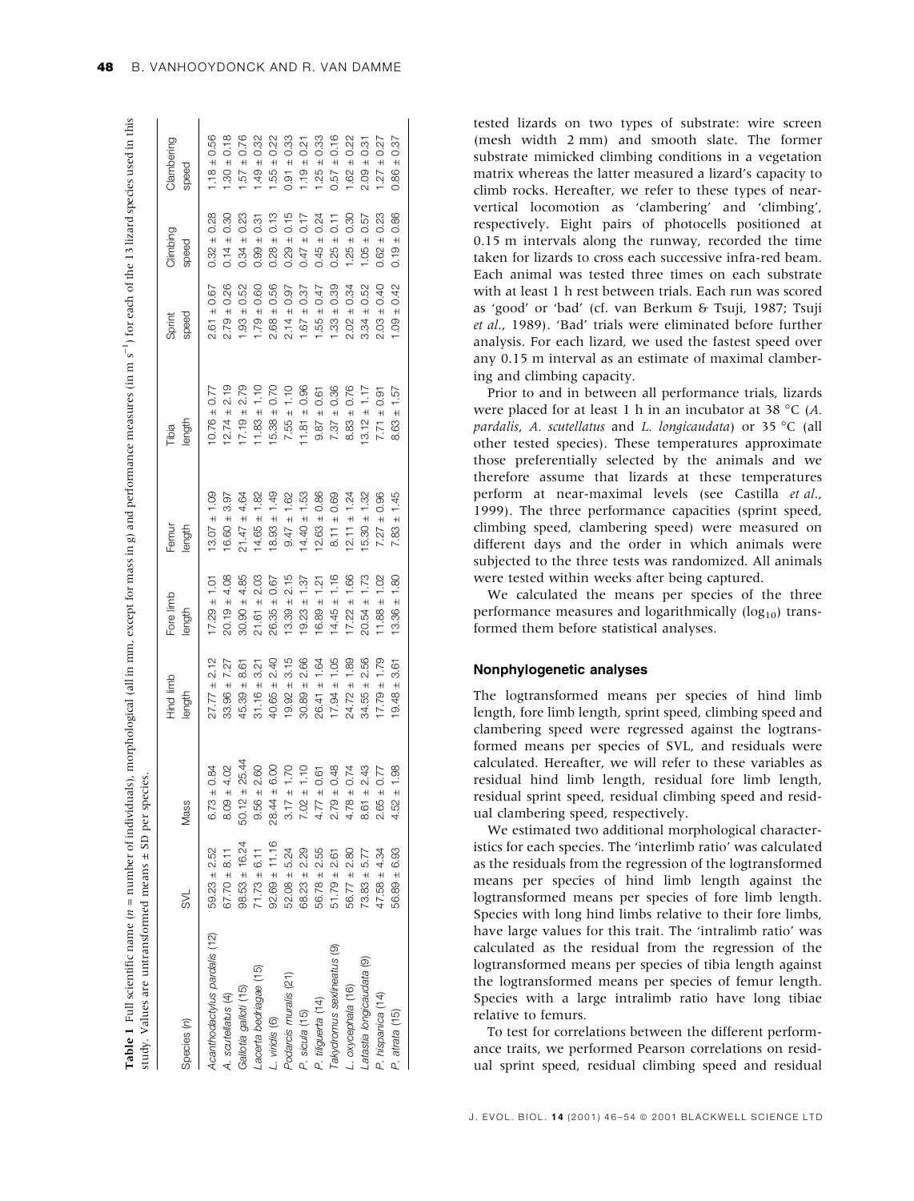**Table 1** Full scientific name (*n* = number of individuals), morphological (all in mm, except for mass in g) and performance measures (in m $s^{-1}$) for each of the 13 lizard species used in this study. Values are untransformed means ± SD per species.

| Species (*n*) | SVL | Mass | Hind limb length | Fore limb length | Femur length | Tibia length | Sprint speed | Climbing speed | Clambering speed |
|---|---|---|---|---|---|---|---|---|---|
| *Acanthodactylus pardalis* (12) | 59.23 ± 2.52 | 6.73 ± 0.84 | 27.77 ± 2.12 | 17.29 ± 1.01 | 13.07 ± 1.09 | 10.76 ± 0.77 | 2.61 ± 0.67 | 0.32 ± 0.28 | 1.18 ± 0.56 |
| *A. scutellatus* (4) | 67.70 ± 8.11 | 8.09 ± 4.02 | 33.96 ± 7.27 | 20.19 ± 4.08 | 16.60 ± 3.97 | 12.74 ± 2.19 | 2.79 ± 0.26 | 0.14 ± 0.30 | 1.30 ± 0.18 |
| *Gallotia galloti* (15) | 98.53 ± 16.24 | 50.12 ± 25.44 | 45.39 ± 8.61 | 30.90 ± 4.85 | 21.47 ± 4.64 | 17.19 ± 2.79 | 1.93 ± 0.52 | 0.34 ± 0.23 | 1.57 ± 0.76 |
| *Lacerta bedriagae* (15) | 71.73 ± 6.11 | 9.56 ± 2.60 | 31.16 ± 3.21 | 21.61 ± 2.03 | 14.65 ± 1.82 | 11.83 ± 1.10 | 1.79 ± 0.60 | 0.99 ± 0.31 | 1.49 ± 0.32 |
| *L. viridis* (6) | 92.69 ± 11.16 | 28.44 ± 6.00 | 40.65 ± 2.40 | 26.35 ± 0.67 | 18.93 ± 1.49 | 15.38 ± 0.70 | 2.68 ± 0.56 | 0.28 ± 0.13 | 1.55 ± 0.22 |
| *Podarcis muralis* (21) | 52.08 ± 5.24 | 3.17 ± 1.70 | 19.92 ± 3.15 | 13.39 ± 2.15 | 9.47 ± 1.62 | 7.55 ± 1.10 | 2.14 ± 0.97 | 0.29 ± 0.15 | 0.91 ± 0.33 |
| *P. sicula* (15) | 68.23 ± 2.29 | 7.02 ± 1.10 | 30.89 ± 2.66 | 19.23 ± 1.37 | 14.40 ± 1.53 | 11.81 ± 0.96 | 1.67 ± 0.37 | 0.47 ± 0.17 | 1.19 ± 0.21 |
| *P. tiliguerta* (14) | 56.78 ± 2.55 | 4.77 ± 0.61 | 26.41 ± 1.64 | 16.89 ± 1.21 | 12.63 ± 0.86 | 9.87 ± 0.61 | 1.55 ± 0.47 | 0.45 ± 0.24 | 1.25 ± 0.33 |
| *Takydromus sexlineatus* (9) | 51.79 ± 2.61 | 2.79 ± 0.48 | 17.94 ± 1.05 | 14.45 ± 1.16 | 8.11 ± 0.69 | 7.37 ± 0.36 | 1.33 ± 0.39 | 0.25 ± 0.11 | 0.57 ± 0.16 |
| *L. oxycephala* (16) | 56.77 ± 2.80 | 4.78 ± 0.74 | 24.72 ± 1.89 | 17.22 ± 1.66 | 12.11 ± 1.24 | 8.83 ± 0.76 | 2.02 ± 0.34 | 1.25 ± 0.30 | 1.62 ± 0.22 |
| *Latastia longicaudata* (9) | 73.83 ± 5.77 | 8.61 ± 2.43 | 34.55 ± 2.56 | 20.54 ± 1.73 | 15.30 ± 1.32 | 13.12 ± 1.17 | 3.34 ± 0.52 | 1.05 ± 0.57 | 2.09 ± 0.31 |
| *P. hispanica* (14) | 47.58 ± 4.34 | 2.65 ± 0.77 | 17.79 ± 1.79 | 11.88 ± 1.02 | 7.27 ± 0.96 | 7.71 ± 0.91 | 2.03 ± 0.40 | 0.62 ± 0.23 | 1.27 ± 0.27 |
| *P. atrata* (15) | 56.89 ± 6.93 | 4.52 ± 1.98 | 19.48 ± 3.61 | 13.36 ± 1.80 | 7.83 ± 1.45 | 8.63 ± 1.57 | 1.09 ± 0.42 | 0.19 ± 0.86 | 0.86 ± 0.37 |

tested lizards on two types of substrate: wire screen (mesh width 2 mm) and smooth slate. The former substrate mimicked climbing conditions in a vegetation matrix whereas the latter measured a lizard's capacity to climb rocks. Hereafter, we refer to these types of near-vertical locomotion as 'clambering' and 'climbing', respectively. Eight pairs of photocells positioned at 0.15 m intervals along the runway, recorded the time taken for lizards to cross each successive infra-red beam. Each animal was tested three times on each substrate with at least 1 h rest between trials. Each run was scored as 'good' or 'bad' (cf. van Berkum & Tsuji, 1987; Tsuji *et al.*, 1989). 'Bad' trials were eliminated before further analysis. For each lizard, we used the fastest speed over any 0.15 m interval as an estimate of maximal clambering and climbing capacity.

Prior to and in between all performance trials, lizards were placed for at least 1 h in an incubator at 38 °C (*A. pardalis*, *A. scutellatus* and *L. longicaudata*) or 35 °C (all other tested species). These temperatures approximate those preferentially selected by the animals and we therefore assume that lizards at these temperatures perform at near-maximal levels (see Castilla *et al.*, 1999). The three performance capacities (sprint speed, climbing speed, clambering speed) were measured on different days and the order in which animals were subjected to the three tests was randomized. All animals were tested within weeks after being captured.

We calculated the means per species of the three performance measures and logarithmically ($\log_{10}$) transformed them before statistical analyses.

### Nonphylogenetic analyses

The logtransformed means per species of hind limb length, fore limb length, sprint speed, climbing speed and clambering speed were regressed against the logtransformed means per species of SVL, and residuals were calculated. Hereafter, we will refer to these variables as residual hind limb length, residual fore limb length, residual sprint speed, residual climbing speed and residual clambering speed, respectively.

We estimated two additional morphological characteristics for each species. The 'interlimb ratio' was calculated as the residuals from the regression of the logtransformed means per species of hind limb length against the logtransformed means per species of fore limb length. Species with long hind limbs relative to their fore limbs, have large values for this trait. The 'intralimb ratio' was calculated as the residual from the regression of the logtransformed means per species of tibia length against the logtransformed means per species of femur length. Species with a large intralimb ratio have long tibiae relative to femurs.

To test for correlations between the different performance traits, we performed Pearson correlations on residual sprint speed, residual climbing speed and residual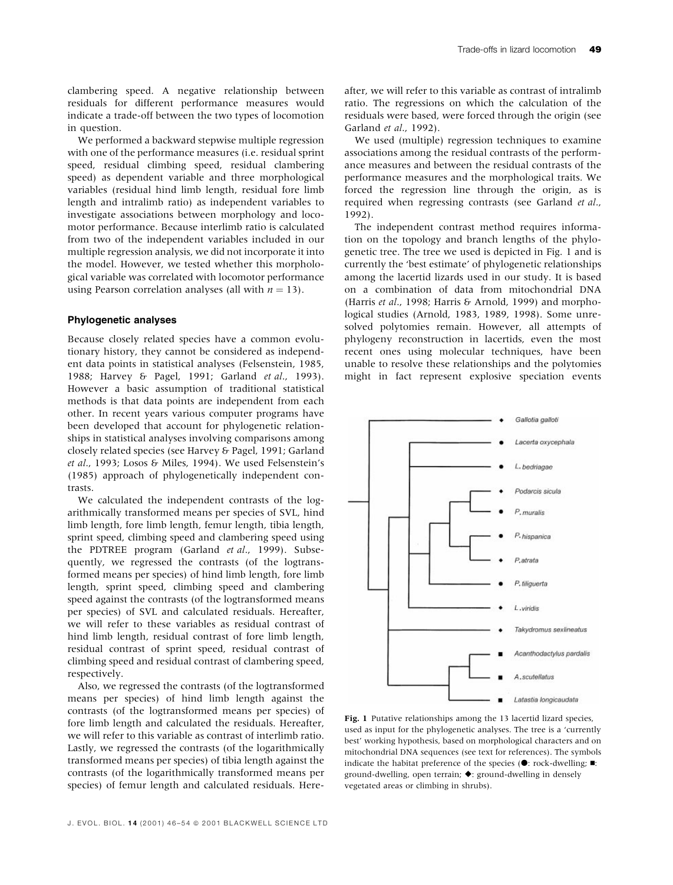clambering speed. A negative relationship between residuals for different performance measures would indicate a trade-off between the two types of locomotion in question.

We performed a backward stepwise multiple regression with one of the performance measures (i.e. residual sprint speed, residual climbing speed, residual clambering speed) as dependent variable and three morphological variables (residual hind limb length, residual fore limb length and intralimb ratio) as independent variables to investigate associations between morphology and locomotor performance. Because interlimb ratio is calculated from two of the independent variables included in our multiple regression analysis, we did not incorporate it into the model. However, we tested whether this morphological variable was correlated with locomotor performance using Pearson correlation analyses (all with $n = 13$).

### Phylogenetic analyses

Because closely related species have a common evolutionary history, they cannot be considered as independent data points in statistical analyses (Felsenstein, 1985, 1988; Harvey & Pagel, 1991; Garland *et al*., 1993). However a basic assumption of traditional statistical methods is that data points are independent from each other. In recent years various computer programs have been developed that account for phylogenetic relationships in statistical analyses involving comparisons among closely related species (see Harvey & Pagel, 1991; Garland *et al*., 1993; Losos & Miles, 1994). We used Felsenstein's (1985) approach of phylogenetically independent contrasts.

We calculated the independent contrasts of the logarithmically transformed means per species of SVL, hind limb length, fore limb length, femur length, tibia length, sprint speed, climbing speed and clambering speed using the PDTREE program (Garland *et al*., 1999). Subsequently, we regressed the contrasts (of the logtransformed means per species) of hind limb length, fore limb length, sprint speed, climbing speed and clambering speed against the contrasts (of the logtransformed means per species) of SVL and calculated residuals. Hereafter, we will refer to these variables as residual contrast of hind limb length, residual contrast of fore limb length, residual contrast of sprint speed, residual contrast of climbing speed and residual contrast of clambering speed, respectively.

Also, we regressed the contrasts (of the logtransformed means per species) of hind limb length against the contrasts (of the logtransformed means per species) of fore limb length and calculated the residuals. Hereafter, we will refer to this variable as contrast of interlimb ratio. Lastly, we regressed the contrasts (of the logarithmically transformed means per species) of tibia length against the contrasts (of the logarithmically transformed means per species) of femur length and calculated residuals. Hereafter, we will refer to this variable as contrast of intralimb ratio. The regressions on which the calculation of the residuals were based, were forced through the origin (see Garland *et al*., 1992).

We used (multiple) regression techniques to examine associations among the residual contrasts of the performance measures and between the residual contrasts of the performance measures and the morphological traits. We forced the regression line through the origin, as is required when regressing contrasts (see Garland *et al*., 1992).

The independent contrast method requires information on the topology and branch lengths of the phylogenetic tree. The tree we used is depicted in Fig. 1 and is currently the 'best estimate' of phylogenetic relationships among the lacertid lizards used in our study. It is based on a combination of data from mitochondrial DNA (Harris *et al*., 1998; Harris & Arnold, 1999) and morphological studies (Arnold, 1983, 1989, 1998). Some unresolved polytomies remain. However, all attempts of phylogeny reconstruction in lacertids, even the most recent ones using molecular techniques, have been unable to resolve these relationships and the polytomies might in fact represent explosive speciation events

◆ *Gallotia galloti*
● *Lacerta oxycephala*
● *L. bedriagae*
◆ *Podarcis sicula*
● *P. muralis*
● *P. hispanica*
◆ *P. atrata*
● *P. tiliguerta*
◆ *L. viridis*
◆ *Takydromus sexlineatus*
■ *Acanthodactylus pardalis*
■ *A. scutellatus*
■ *Latastia longicaudata*

**Fig. 1** Putative relationships among the 13 lacertid lizard species, used as input for the phylogenetic analyses. The tree is a 'currently best' working hypothesis, based on morphological characters and on mitochondrial DNA sequences (see text for references). The symbols indicate the habitat preference of the species (●: rock-dwelling; ■: ground-dwelling, open terrain; ◆: ground-dwelling in densely vegetated areas or climbing in shrubs).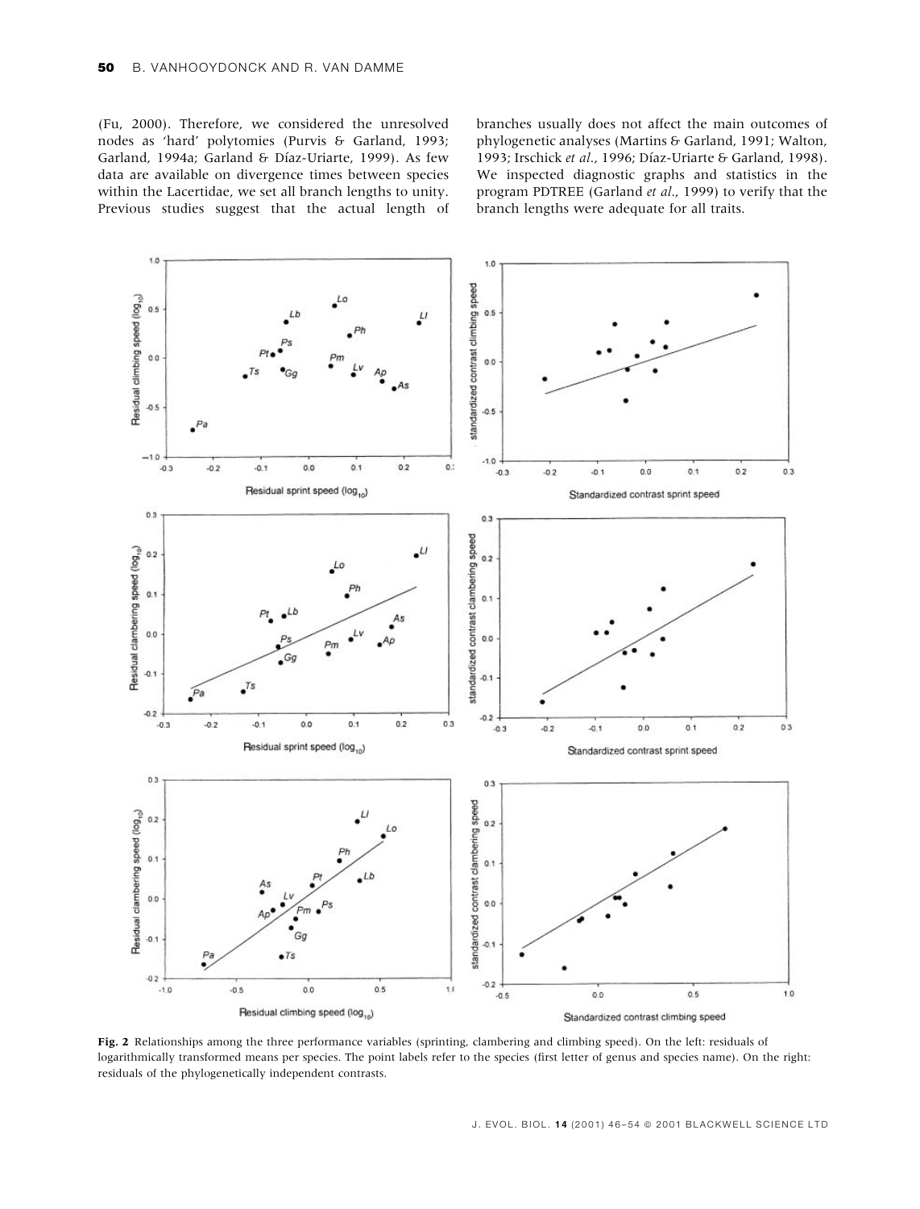(Fu, 2000). Therefore, we considered the unresolved nodes as 'hard' polytomies (Purvis & Garland, 1993; Garland, 1994a; Garland & Díaz-Uriarte, 1999). As few data are available on divergence times between species within the Lacertidae, we set all branch lengths to unity. Previous studies suggest that the actual length of branches usually does not affect the main outcomes of phylogenetic analyses (Martins & Garland, 1991; Walton, 1993; Irschick *et al.*, 1996; Díaz-Uriarte & Garland, 1998). We inspected diagnostic graphs and statistics in the program PDTREE (Garland *et al.*, 1999) to verify that the branch lengths were adequate for all traits.

**Fig. 2** Relationships among the three performance variables (sprinting, clambering and climbing speed). On the left: residuals of logarithmically transformed means per species. The point labels refer to the species (first letter of genus and species name). On the right: residuals of the phylogenetically independent contrasts.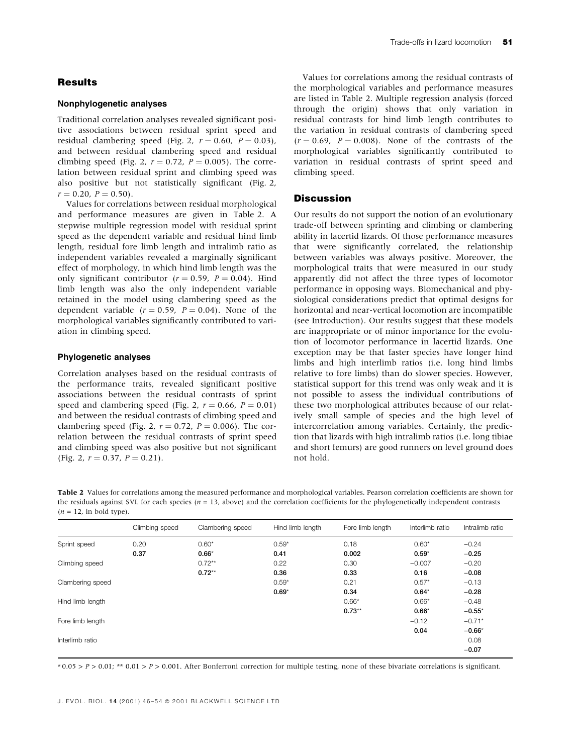## Results

### Nonphylogenetic analyses

Traditional correlation analyses revealed significant positive associations between residual sprint speed and residual clambering speed (Fig. 2, $r = 0.60$, $P = 0.03$), and between residual clambering speed and residual climbing speed (Fig. 2, $r = 0.72$, $P = 0.005$). The correlation between residual sprint and climbing speed was also positive but not statistically significant (Fig. 2, $r = 0.20$, $P = 0.50$).

Values for correlations between residual morphological and performance measures are given in Table 2. A stepwise multiple regression model with residual sprint speed as the dependent variable and residual hind limb length, residual fore limb length and intralimb ratio as independent variables revealed a marginally significant effect of morphology, in which hind limb length was the only significant contributor ($r = 0.59$, $P = 0.04$). Hind limb length was also the only independent variable retained in the model using clambering speed as the dependent variable ($r = 0.59$, $P = 0.04$). None of the morphological variables significantly contributed to variation in climbing speed.

### Phylogenetic analyses

Correlation analyses based on the residual contrasts of the performance traits, revealed significant positive associations between the residual contrasts of sprint speed and clambering speed (Fig. 2, $r = 0.66$, $P = 0.01$) and between the residual contrasts of climbing speed and clambering speed (Fig. 2, $r = 0.72$, $P = 0.006$). The correlation between the residual contrasts of sprint speed and climbing speed was also positive but not significant (Fig. 2, $r = 0.37$, $P = 0.21$).

Values for correlations among the residual contrasts of the morphological variables and performance measures are listed in Table 2. Multiple regression analysis (forced through the origin) shows that only variation in residual contrasts for hind limb length contributes to the variation in residual contrasts of clambering speed ($r = 0.69$, $P = 0.008$). None of the contrasts of the morphological variables significantly contributed to variation in residual contrasts of sprint speed and climbing speed.

## Discussion

Our results do not support the notion of an evolutionary trade-off between sprinting and climbing or clambering ability in lacertid lizards. Of those performance measures that were significantly correlated, the relationship between variables was always positive. Moreover, the morphological traits that were measured in our study apparently did not affect the three types of locomotor performance in opposing ways. Biomechanical and physiological considerations predict that optimal designs for horizontal and near-vertical locomotion are incompatible (see Introduction). Our results suggest that these models are inappropriate or of minor importance for the evolution of locomotor performance in lacertid lizards. One exception may be that faster species have longer hind limbs and high interlimb ratios (i.e. long hind limbs relative to fore limbs) than do slower species. However, statistical support for this trend was only weak and it is not possible to assess the individual contributions of these two morphological attributes because of our relatively small sample of species and the high level of intercorrelation among variables. Certainly, the prediction that lizards with high intralimb ratios (i.e. long tibiae and short femurs) are good runners on level ground does not hold.

**Table 2** Values for correlations among the measured performance and morphological variables. Pearson correlation coefficients are shown for the residuals against SVL for each species ($n = 13$, above) and the correlation coefficients for the phylogenetically independent contrasts ($n = 12$, in bold type).

| | Climbing speed | Clambering speed | Hind limb length | Fore limb length | Interlimb ratio | Intralimb ratio |
|---|---|---|---|---|---|---|
| Sprint speed | 0.20 | 0.60* | 0.59* | 0.18 | 0.60* | −0.24 |
| | **0.37** | **0.66*** | **0.41** | **0.002** | **0.59*** | **−0.25** |
| Climbing speed | | 0.72** | 0.22 | 0.30 | −0.007 | −0.20 |
| | | **0.72**** | **0.36** | **0.33** | **0.16** | **−0.08** |
| Clambering speed | | | 0.59* | 0.21 | 0.57* | −0.13 |
| | | | **0.69*** | **0.34** | **0.64*** | **−0.28** |
| Hind limb length | | | | 0.66* | 0.66* | −0.48 |
| | | | | **0.73**** | **0.66*** | **−0.55*** |
| Fore limb length | | | | | −0.12 | −0.71* |
| | | | | | **0.04** | **−0.66*** |
| Interlimb ratio | | | | | | 0.08 |
| | | | | | | **−0.07** |

\* $0.05 > P > 0.01$; ** $0.01 > P > 0.001$. After Bonferroni correction for multiple testing, none of these bivariate correlations is significant.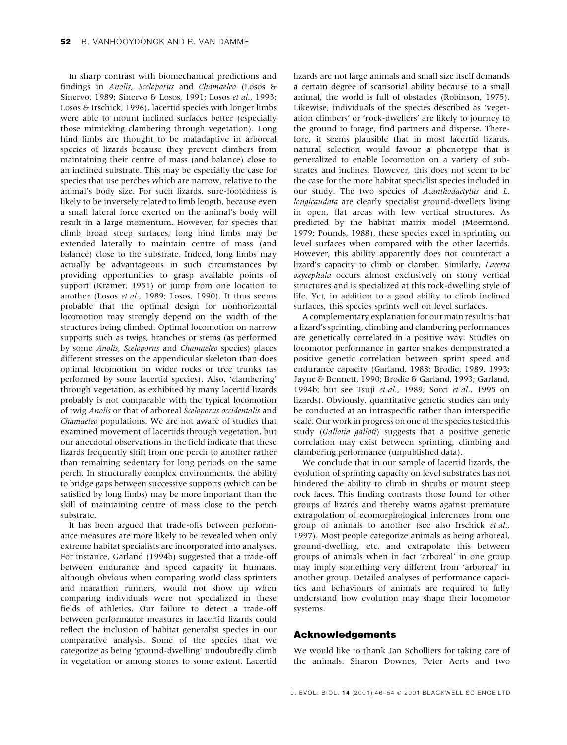In sharp contrast with biomechanical predictions and findings in *Anolis*, *Sceloporus* and *Chamaeleo* (Losos & Sinervo, 1989; Sinervo & Losos, 1991; Losos *et al*., 1993; Losos & Irschick, 1996), lacertid species with longer limbs were able to mount inclined surfaces better (especially those mimicking clambering through vegetation). Long hind limbs are thought to be maladaptive in arboreal species of lizards because they prevent climbers from maintaining their centre of mass (and balance) close to an inclined substrate. This may be especially the case for species that use perches which are narrow, relative to the animal's body size. For such lizards, sure-footedness is likely to be inversely related to limb length, because even a small lateral force exerted on the animal's body will result in a large momentum. However, for species that climb broad steep surfaces, long hind limbs may be extended laterally to maintain centre of mass (and balance) close to the substrate. Indeed, long limbs may actually be advantageous in such circumstances by providing opportunities to grasp available points of support (Kramer, 1951) or jump from one location to another (Losos *et al*., 1989; Losos, 1990). It thus seems probable that the optimal design for nonhorizontal locomotion may strongly depend on the width of the structures being climbed. Optimal locomotion on narrow supports such as twigs, branches or stems (as performed by some *Anolis*, *Sceloporus* and *Chamaeleo* species) places different stresses on the appendicular skeleton than does optimal locomotion on wider rocks or tree trunks (as performed by some lacertid species). Also, 'clambering' through vegetation, as exhibited by many lacertid lizards probably is not comparable with the typical locomotion of twig *Anolis* or that of arboreal *Sceloporus occidentalis* and *Chamaeleo* populations. We are not aware of studies that examined movement of lacertids through vegetation, but our anecdotal observations in the field indicate that these lizards frequently shift from one perch to another rather than remaining sedentary for long periods on the same perch. In structurally complex environments, the ability to bridge gaps between successive supports (which can be satisfied by long limbs) may be more important than the skill of maintaining centre of mass close to the perch substrate.

It has been argued that trade-offs between performance measures are more likely to be revealed when only extreme habitat specialists are incorporated into analyses. For instance, Garland (1994b) suggested that a trade-off between endurance and speed capacity in humans, although obvious when comparing world class sprinters and marathon runners, would not show up when comparing individuals were not specialized in these fields of athletics. Our failure to detect a trade-off between performance measures in lacertid lizards could reflect the inclusion of habitat generalist species in our comparative analysis. Some of the species that we categorize as being 'ground-dwelling' undoubtedly climb in vegetation or among stones to some extent. Lacertid lizards are not large animals and small size itself demands a certain degree of scansorial ability because to a small animal, the world is full of obstacles (Robinson, 1975). Likewise, individuals of the species described as 'vegetation climbers' or 'rock-dwellers' are likely to journey to the ground to forage, find partners and disperse. Therefore, it seems plausible that in most lacertid lizards, natural selection would favour a phenotype that is generalized to enable locomotion on a variety of substrates and inclines. However, this does not seem to be the case for the more habitat specialist species included in our study. The two species of *Acanthodactylus* and *L. longicaudata* are clearly specialist ground-dwellers living in open, flat areas with few vertical structures. As predicted by the habitat matrix model (Moermond, 1979; Pounds, 1988), these species excel in sprinting on level surfaces when compared with the other lacertids. However, this ability apparently does not counteract a lizard's capacity to climb or clamber. Similarly, *Lacerta oxycephala* occurs almost exclusively on stony vertical structures and is specialized at this rock-dwelling style of life. Yet, in addition to a good ability to climb inclined surfaces, this species sprints well on level surfaces.

A complementary explanation for our main result is that a lizard's sprinting, climbing and clambering performances are genetically correlated in a positive way. Studies on locomotor performance in garter snakes demonstrated a positive genetic correlation between sprint speed and endurance capacity (Garland, 1988; Brodie, 1989, 1993; Jayne & Bennett, 1990; Brodie & Garland, 1993; Garland, 1994b; but see Tsuji *et al*., 1989; Sorci *et al*., 1995 on lizards). Obviously, quantitative genetic studies can only be conducted at an intraspecific rather than interspecific scale. Our work in progress on one of the species tested this study (*Gallotia galloti*) suggests that a positive genetic correlation may exist between sprinting, climbing and clambering performance (unpublished data).

We conclude that in our sample of lacertid lizards, the evolution of sprinting capacity on level substrates has not hindered the ability to climb in shrubs or mount steep rock faces. This finding contrasts those found for other groups of lizards and thereby warns against premature extrapolation of ecomorphological inferences from one group of animals to another (see also Irschick *et al*., 1997). Most people categorize animals as being arboreal, ground-dwelling, etc. and extrapolate this between groups of animals when in fact 'arboreal' in one group may imply something very different from 'arboreal' in another group. Detailed analyses of performance capacities and behaviours of animals are required to fully understand how evolution may shape their locomotor systems.

## Acknowledgements

We would like to thank Jan Scholliers for taking care of the animals. Sharon Downes, Peter Aerts and two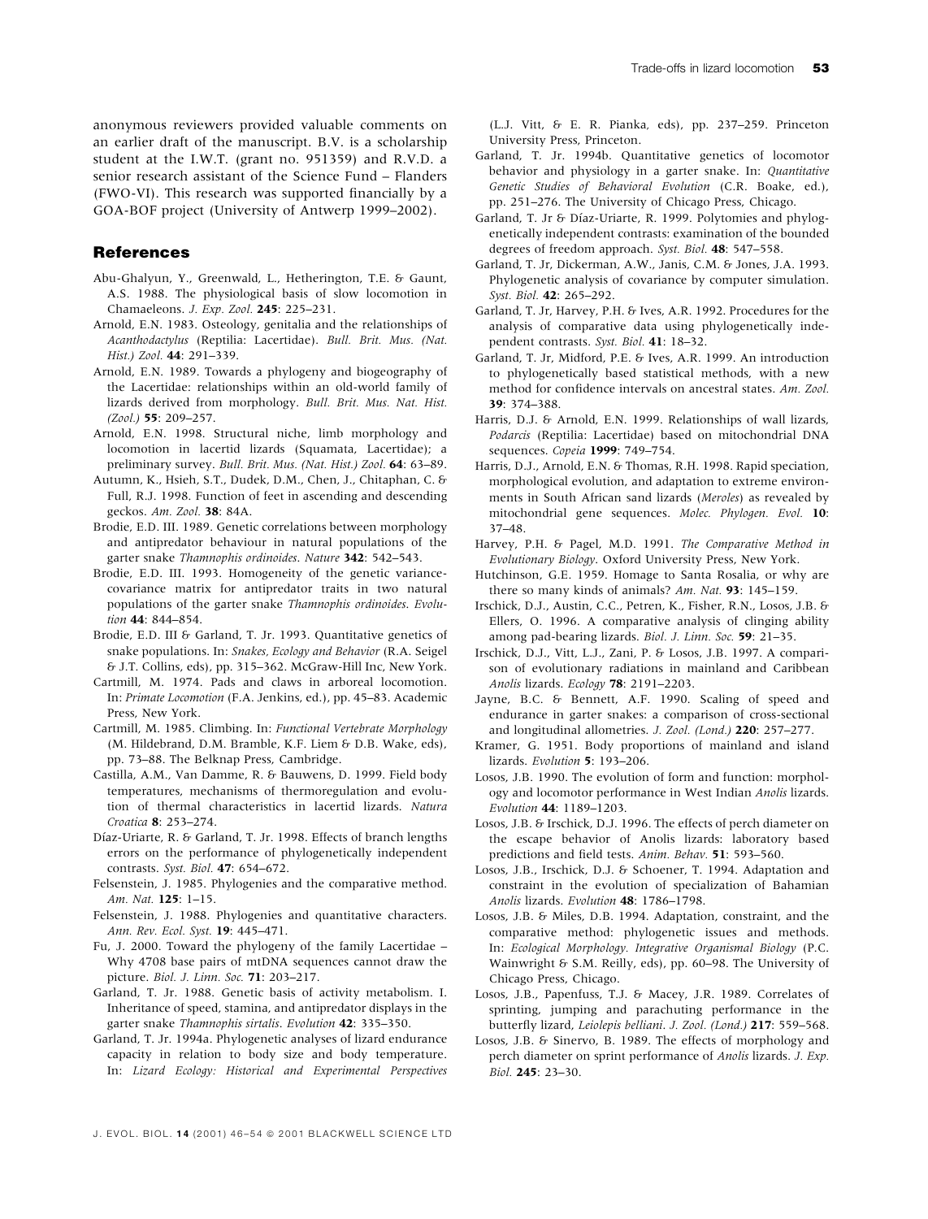anonymous reviewers provided valuable comments on an earlier draft of the manuscript. B.V. is a scholarship student at the I.W.T. (grant no. 951359) and R.V.D. a senior research assistant of the Science Fund – Flanders (FWO-Vl). This research was supported financially by a GOA-BOF project (University of Antwerp 1999–2002).

## References

Abu-Ghalyun, Y., Greenwald, L., Hetherington, T.E. & Gaunt, A.S. 1988. The physiological basis of slow locomotion in Chamaeleons. *J. Exp. Zool.* **245**: 225–231.

Arnold, E.N. 1983. Osteology, genitalia and the relationships of *Acanthodactylus* (Reptilia: Lacertidae). *Bull. Brit. Mus. (Nat. Hist.) Zool.* **44**: 291–339.

Arnold, E.N. 1989. Towards a phylogeny and biogeography of the Lacertidae: relationships within an old-world family of lizards derived from morphology. *Bull. Brit. Mus. Nat. Hist. (Zool.)* **55**: 209–257.

Arnold, E.N. 1998. Structural niche, limb morphology and locomotion in lacertid lizards (Squamata, Lacertidae); a preliminary survey. *Bull. Brit. Mus. (Nat. Hist.) Zool.* **64**: 63–89.

Autumn, K., Hsieh, S.T., Dudek, D.M., Chen, J., Chitaphan, C. & Full, R.J. 1998. Function of feet in ascending and descending geckos. *Am. Zool.* **38**: 84A.

Brodie, E.D. III. 1989. Genetic correlations between morphology and antipredator behaviour in natural populations of the garter snake *Thamnophis ordinoides*. *Nature* **342**: 542–543.

Brodie, E.D. III. 1993. Homogeneity of the genetic variance-covariance matrix for antipredator traits in two natural populations of the garter snake *Thamnophis ordinoides*. *Evolution* **44**: 844–854.

Brodie, E.D. III & Garland, T. Jr. 1993. Quantitative genetics of snake populations. In: *Snakes, Ecology and Behavior* (R.A. Seigel & J.T. Collins, eds), pp. 315–362. McGraw-Hill Inc, New York.

Cartmill, M. 1974. Pads and claws in arboreal locomotion. In: *Primate Locomotion* (F.A. Jenkins, ed.), pp. 45–83. Academic Press, New York.

Cartmill, M. 1985. Climbing. In: *Functional Vertebrate Morphology* (M. Hildebrand, D.M. Bramble, K.F. Liem & D.B. Wake, eds), pp. 73–88. The Belknap Press, Cambridge.

Castilla, A.M., Van Damme, R. & Bauwens, D. 1999. Field body temperatures, mechanisms of thermoregulation and evolution of thermal characteristics in lacertid lizards. *Natura Croatica* **8**: 253–274.

Díaz-Uriarte, R. & Garland, T. Jr. 1998. Effects of branch lengths errors on the performance of phylogenetically independent contrasts. *Syst. Biol.* **47**: 654–672.

Felsenstein, J. 1985. Phylogenies and the comparative method. *Am. Nat.* **125**: 1–15.

Felsenstein, J. 1988. Phylogenies and quantitative characters. *Ann. Rev. Ecol. Syst.* **19**: 445–471.

Fu, J. 2000. Toward the phylogeny of the family Lacertidae – Why 4708 base pairs of mtDNA sequences cannot draw the picture. *Biol. J. Linn. Soc.* **71**: 203–217.

Garland, T. Jr. 1988. Genetic basis of activity metabolism. I. Inheritance of speed, stamina, and antipredator displays in the garter snake *Thamnophis sirtalis*. *Evolution* **42**: 335–350.

Garland, T. Jr. 1994a. Phylogenetic analyses of lizard endurance capacity in relation to body size and body temperature. In: *Lizard Ecology: Historical and Experimental Perspectives* (L.J. Vitt, & E. R. Pianka, eds), pp. 237–259. Princeton University Press, Princeton.

Garland, T. Jr. 1994b. Quantitative genetics of locomotor behavior and physiology in a garter snake. In: *Quantitative Genetic Studies of Behavioral Evolution* (C.R. Boake, ed.), pp. 251–276. The University of Chicago Press, Chicago.

Garland, T. Jr & Díaz-Uriarte, R. 1999. Polytomies and phylogenetically independent contrasts: examination of the bounded degrees of freedom approach. *Syst. Biol.* **48**: 547–558.

Garland, T. Jr, Dickerman, A.W., Janis, C.M. & Jones, J.A. 1993. Phylogenetic analysis of covariance by computer simulation. *Syst. Biol.* **42**: 265–292.

Garland, T. Jr, Harvey, P.H. & Ives, A.R. 1992. Procedures for the analysis of comparative data using phylogenetically independent contrasts. *Syst. Biol.* **41**: 18–32.

Garland, T. Jr, Midford, P.E. & Ives, A.R. 1999. An introduction to phylogenetically based statistical methods, with a new method for confidence intervals on ancestral states. *Am. Zool.* **39**: 374–388.

Harris, D.J. & Arnold, E.N. 1999. Relationships of wall lizards, *Podarcis* (Reptilia: Lacertidae) based on mitochondrial DNA sequences. *Copeia* **1999**: 749–754.

Harris, D.J., Arnold, E.N. & Thomas, R.H. 1998. Rapid speciation, morphological evolution, and adaptation to extreme environments in South African sand lizards (*Meroles*) as revealed by mitochondrial gene sequences. *Molec. Phylogen. Evol.* **10**: 37–48.

Harvey, P.H. & Pagel, M.D. 1991. *The Comparative Method in Evolutionary Biology*. Oxford University Press, New York.

Hutchinson, G.E. 1959. Homage to Santa Rosalia, or why are there so many kinds of animals? *Am. Nat.* **93**: 145–159.

Irschick, D.J., Austin, C.C., Petren, K., Fisher, R.N., Losos, J.B. & Ellers, O. 1996. A comparative analysis of clinging ability among pad-bearing lizards. *Biol. J. Linn. Soc.* **59**: 21–35.

Irschick, D.J., Vitt, L.J., Zani, P. & Losos, J.B. 1997. A comparison of evolutionary radiations in mainland and Caribbean *Anolis* lizards. *Ecology* **78**: 2191–2203.

Jayne, B.C. & Bennett, A.F. 1990. Scaling of speed and endurance in garter snakes: a comparison of cross-sectional and longitudinal allometries. *J. Zool. (Lond.)* **220**: 257–277.

Kramer, G. 1951. Body proportions of mainland and island lizards. *Evolution* **5**: 193–206.

Losos, J.B. 1990. The evolution of form and function: morphology and locomotor performance in West Indian *Anolis* lizards. *Evolution* **44**: 1189–1203.

Losos, J.B. & Irschick, D.J. 1996. The effects of perch diameter on the escape behavior of Anolis lizards: laboratory based predictions and field tests. *Anim. Behav.* **51**: 593–560.

Losos, J.B., Irschick, D.J. & Schoener, T. 1994. Adaptation and constraint in the evolution of specialization of Bahamian *Anolis* lizards. *Evolution* **48**: 1786–1798.

Losos, J.B. & Miles, D.B. 1994. Adaptation, constraint, and the comparative method: phylogenetic issues and methods. In: *Ecological Morphology. Integrative Organismal Biology* (P.C. Wainwright & S.M. Reilly, eds), pp. 60–98. The University of Chicago Press, Chicago.

Losos, J.B., Papenfuss, T.J. & Macey, J.R. 1989. Correlates of sprinting, jumping and parachuting performance in the butterfly lizard, *Leiolepis belliani*. *J. Zool. (Lond.)* **217**: 559–568.

Losos, J.B. & Sinervo, B. 1989. The effects of morphology and perch diameter on sprint performance of *Anolis* lizards. *J. Exp. Biol.* **245**: 23–30.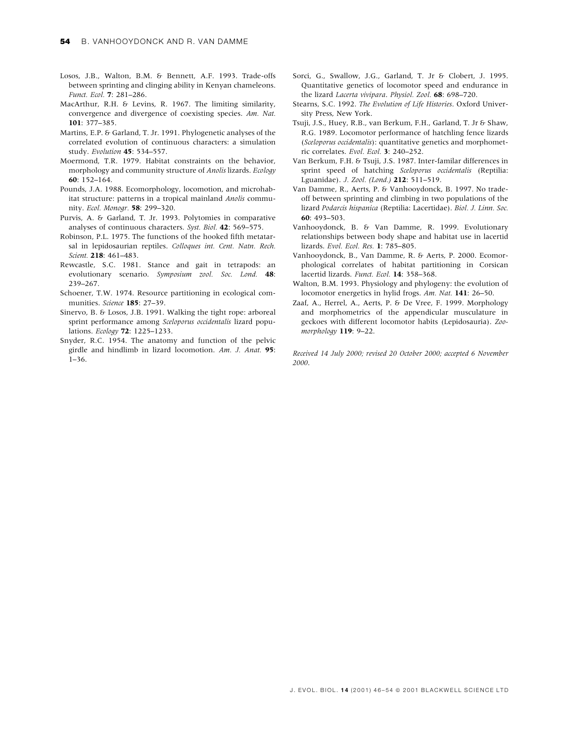Losos, J.B., Walton, B.M. & Bennett, A.F. 1993. Trade-offs between sprinting and clinging ability in Kenyan chameleons. *Funct. Ecol.* **7**: 281–286.

MacArthur, R.H. & Levins, R. 1967. The limiting similarity, convergence and divergence of coexisting species. *Am. Nat.* **101**: 377–385.

Martins, E.P. & Garland, T. Jr. 1991. Phylogenetic analyses of the correlated evolution of continuous characters: a simulation study. *Evolution* **45**: 534–557.

Moermond, T.R. 1979. Habitat constraints on the behavior, morphology and community structure of *Anolis* lizards. *Ecology* **60**: 152–164.

Pounds, J.A. 1988. Ecomorphology, locomotion, and microhabitat structure: patterns in a tropical mainland *Anolis* community. *Ecol. Monogr.* **58**: 299–320.

Purvis, A. & Garland, T. Jr. 1993. Polytomies in comparative analyses of continuous characters. *Syst. Biol.* **42**: 569–575.

Robinson, P.L. 1975. The functions of the hooked fifth metatarsal in lepidosaurian reptiles. *Colloques int. Cent. Natn. Rech. Scient.* **218**: 461–483.

Rewcastle, S.C. 1981. Stance and gait in tetrapods: an evolutionary scenario. *Symposium zool. Soc. Lond.* **48**: 239–267.

Schoener, T.W. 1974. Resource partitioning in ecological communities. *Science* **185**: 27–39.

Sinervo, B. & Losos, J.B. 1991. Walking the tight rope: arboreal sprint performance among *Sceloporus occidentalis* lizard populations. *Ecology* **72**: 1225–1233.

Snyder, R.C. 1954. The anatomy and function of the pelvic girdle and hindlimb in lizard locomotion. *Am. J. Anat.* **95**: 1–36.

Sorci, G., Swallow, J.G., Garland, T. Jr & Clobert, J. 1995. Quantitative genetics of locomotor speed and endurance in the lizard *Lacerta vivipara*. *Physiol. Zool.* **68**: 698–720.

Stearns, S.C. 1992. *The Evolution of Life Histories*. Oxford University Press, New York.

Tsuji, J.S., Huey, R.B., van Berkum, F.H., Garland, T. Jr & Shaw, R.G. 1989. Locomotor performance of hatchling fence lizards (*Sceloporus occidentalis*): quantitative genetics and morphometric correlates. *Evol. Ecol.* **3**: 240–252.

Van Berkum, F.H. & Tsuji, J.S. 1987. Inter-familar differences in sprint speed of hatchling *Sceloporus occidentalis* (Reptilia: Lguanidae). *J. Zool. (Lond.)* **212**: 511–519.

Van Damme, R., Aerts, P. & Vanhooydonck, B. 1997. No trade-off between sprinting and climbing in two populations of the lizard *Podarcis hispanica* (Reptilia: Lacertidae). *Biol. J. Linn. Soc.* **60**: 493–503.

Vanhooydonck, B. & Van Damme, R. 1999. Evolutionary relationships between body shape and habitat use in lacertid lizards. *Evol. Ecol. Res.* **1**: 785–805.

Vanhooydonck, B., Van Damme, R. & Aerts, P. 2000. Ecomorphological correlates of habitat partitioning in Corsican lacertid lizards. *Funct. Ecol.* **14**: 358–368.

Walton, B.M. 1993. Physiology and phylogeny: the evolution of locomotor energetics in hylid frogs. *Am. Nat.* **141**: 26–50.

Zaaf, A., Herrel, A., Aerts, P. & De Vree, F. 1999. Morphology and morphometrics of the appendicular musculature in geckoes with different locomotor habits (Lepidosauria). *Zoomorphology* **119**: 9–22.

*Received 14 July 2000; revised 20 October 2000; accepted 6 November 2000.*